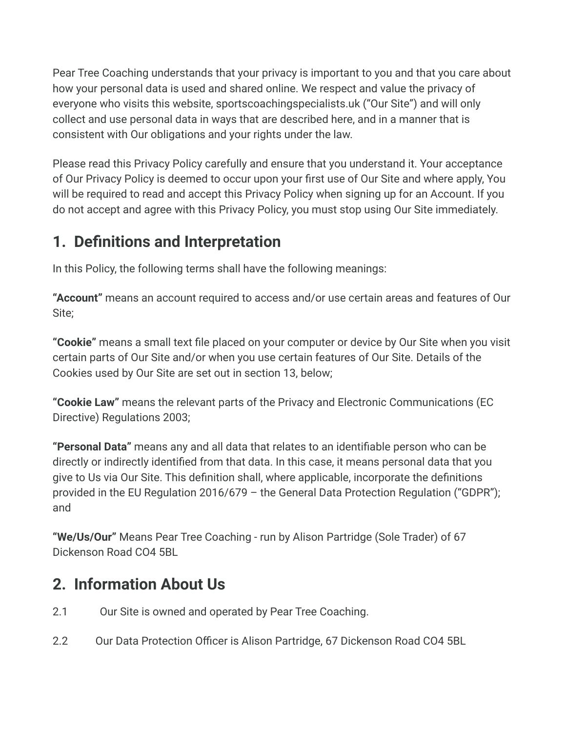Pear Tree Coaching understands that your privacy is important to you and that you care about how your personal data is used and shared online. We respect and value the privacy of everyone who visits this website, sportscoachingspecialists.uk ("Our Site") and will only collect and use personal data in ways that are described here, and in a manner that is consistent with Our obligations and your rights under the law.

Please read this Privacy Policy carefully and ensure that you understand it. Your acceptance of Our Privacy Policy is deemed to occur upon your first use of Our Site and where apply, You will be required to read and accept this Privacy Policy when signing up for an Account. If you do not accept and agree with this Privacy Policy, you must stop using Our Site immediately.

## 1. Definitions and Interpretation

In this Policy, the following terms shall have the following meanings:

**"Account"** means an account required to access and/or use certain areas and features of Our Site;

**"Cookie"** means a small text file placed on your computer or device by Our Site when you visit certain parts of Our Site and/or when you use certain features of Our Site. Details of the Cookies used by Our Site are set out in section 13, below;

**"Cookie Law"** means the relevant parts of the Privacy and Electronic Communications (EC Directive) Regulations 2003;

**"Personal Data"** means any and all data that relates to an identifiable person who can be directly or indirectly identified from that data. In this case, it means personal data that you give to Us via Our Site. This definition shall, where applicable, incorporate the definitions provided in the EU Regulation 2016/679 – the General Data Protection Regulation ("GDPR"); and

**"We/Us/Our"** Means Pear Tree Coaching - run by Alison Partridge (Sole Trader) of 67 Dickenson Road CO4 5BL

## 2. Information About Us

2.1 Our Site is owned and operated by Pear Tree Coaching.

2.2 Our Data Protection Officer is Alison Partridge, 67 Dickenson Road CO4 5BL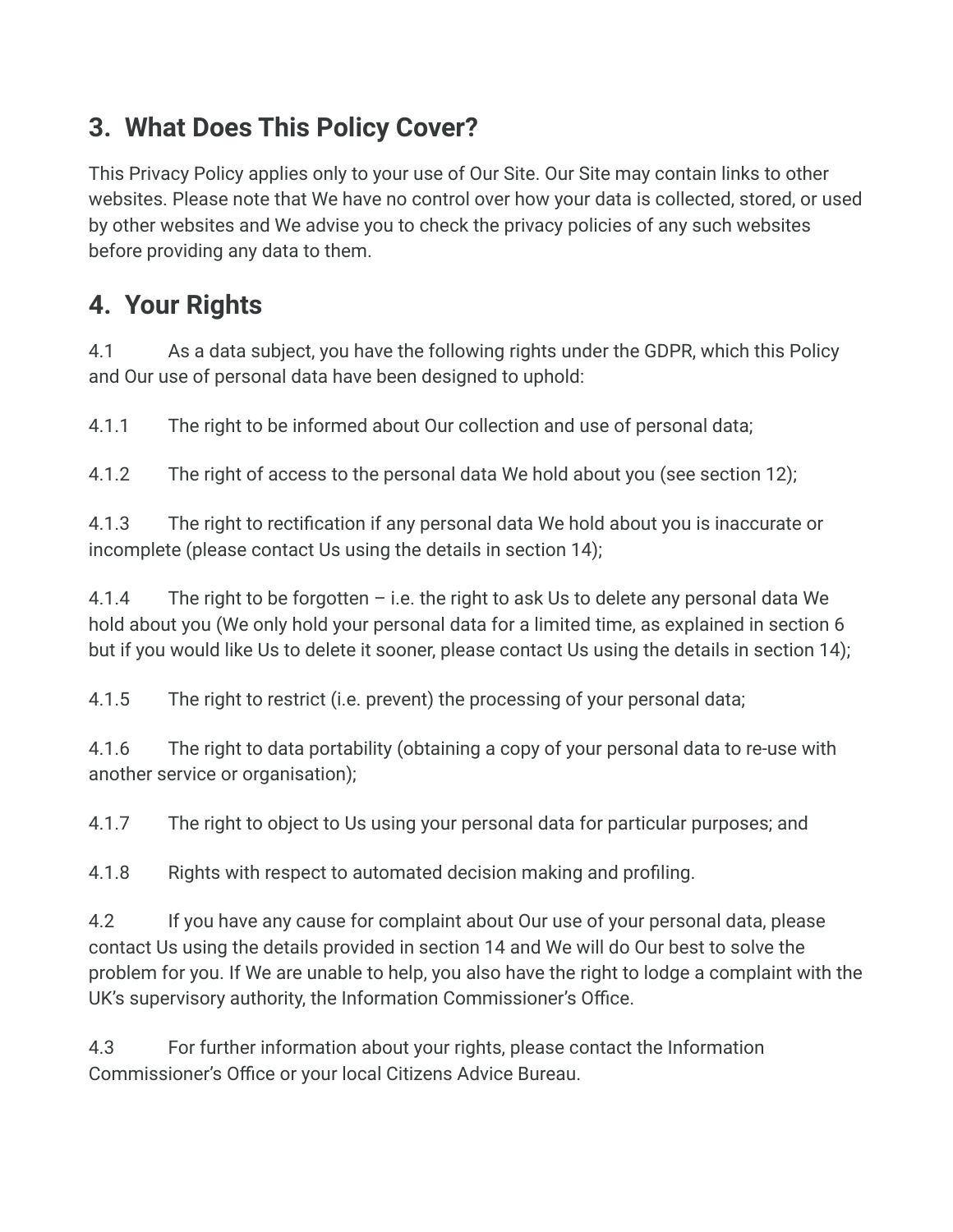## 3. What Does This Policy Cover?

This Privacy Policy applies only to your use of Our Site. Our Site may contain links to other websites. Please note that We have no control over how your data is collected, stored, or used by other websites and We advise you to check the privacy policies of any such websites before providing any data to them.

## 4. Your Rights

4.1 As a data subject, you have the following rights under the GDPR, which this Policy and Our use of personal data have been designed to uphold:

4.1.1 The right to be informed about Our collection and use of personal data;

4.1.2 The right of access to the personal data We hold about you (see section 12);

4.1.3 The right to rectification if any personal data We hold about you is inaccurate or incomplete (please contact Us using the details in section 14);

4.1.4 The right to be forgotten – i.e. the right to ask Us to delete any personal data We hold about you (We only hold your personal data for a limited time, as explained in section 6 but if you would like Us to delete it sooner, please contact Us using the details in section 14);

4.1.5 The right to restrict (i.e. prevent) the processing of your personal data;

4.1.6 The right to data portability (obtaining a copy of your personal data to re-use with another service or organisation);

4.1.7 The right to object to Us using your personal data for particular purposes; and

4.1.8 Rights with respect to automated decision making and profiling.

4.2 If you have any cause for complaint about Our use of your personal data, please contact Us using the details provided in section 14 and We will do Our best to solve the problem for you. If We are unable to help, you also have the right to lodge a complaint with the UK's supervisory authority, the Information Commissioner's Office.

4.3 For further information about your rights, please contact the Information Commissioner's Office or your local Citizens Advice Bureau.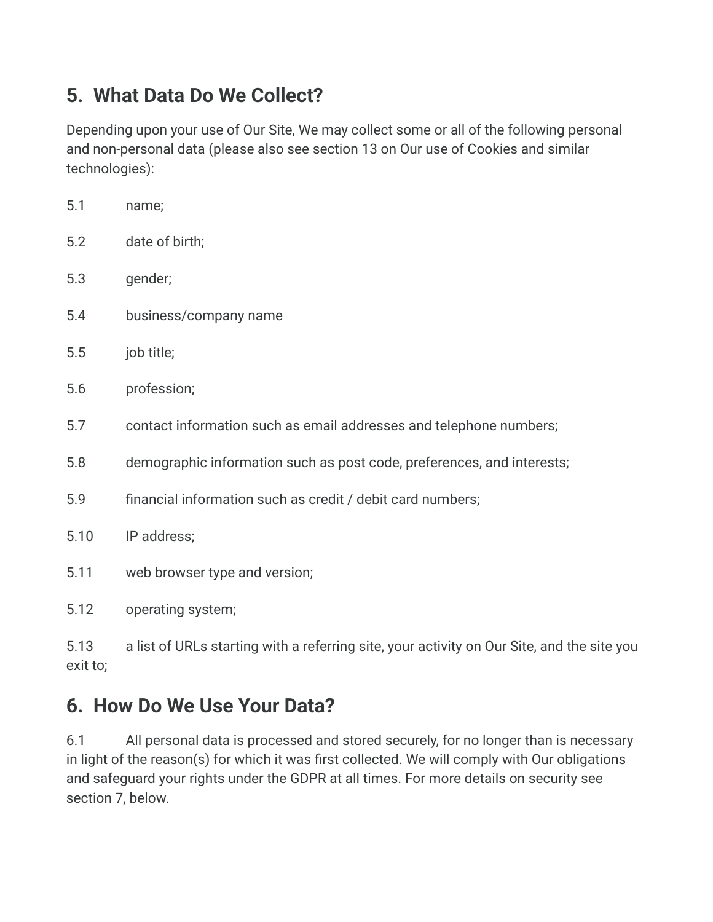## 5. What Data Do We Collect?

Depending upon your use of Our Site, We may collect some or all of the following personal and non-personal data (please also see section 13 on Our use of Cookies and similar technologies):

5.1 name;

5.2 date of birth;

5.3 gender;

5.4 business/company name

5.5 job title;

5.6 profession;

5.7 contact information such as email addresses and telephone numbers;

5.8 demographic information such as post code, preferences, and interests;

5.9 financial information such as credit / debit card numbers;

5.10 IP address;

5.11 web browser type and version;

5.12 operating system;

5.13 a list of URLs starting with a referring site, your activity on Our Site, and the site you exit to;

## 6. How Do We Use Your Data?

6.1 All personal data is processed and stored securely, for no longer than is necessary in light of the reason(s) for which it was first collected. We will comply with Our obligations and safeguard your rights under the GDPR at all times. For more details on security see section 7, below.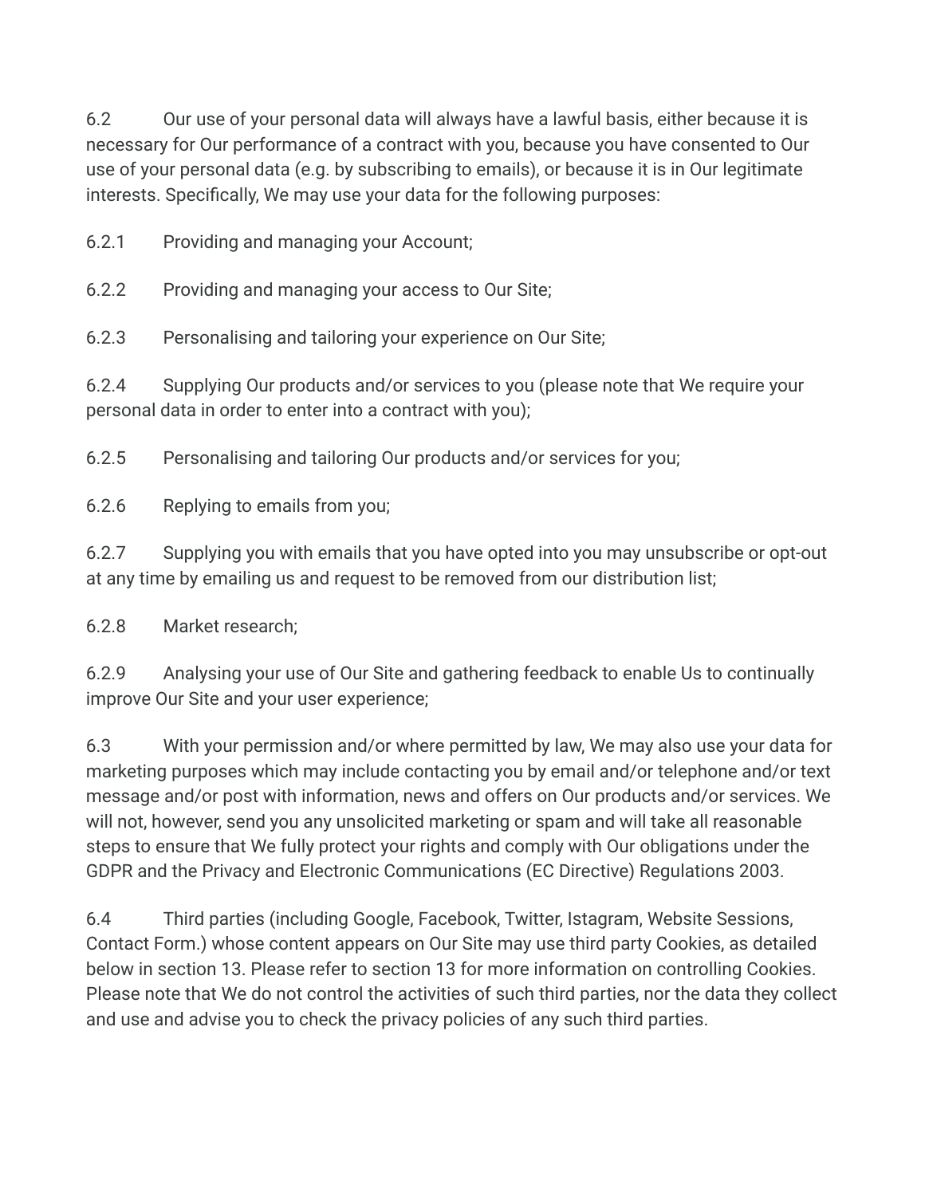6.2 Our use of your personal data will always have a lawful basis, either because it is necessary for Our performance of a contract with you, because you have consented to Our use of your personal data (e.g. by subscribing to emails), or because it is in Our legitimate interests. Specifically, We may use your data for the following purposes:

6.2.1 Providing and managing your Account;

6.2.2 Providing and managing your access to Our Site;

6.2.3 Personalising and tailoring your experience on Our Site;

6.2.4 Supplying Our products and/or services to you (please note that We require your personal data in order to enter into a contract with you);

6.2.5 Personalising and tailoring Our products and/or services for you;

6.2.6 Replying to emails from you;

6.2.7 Supplying you with emails that you have opted into you may unsubscribe or opt-out at any time by emailing us and request to be removed from our distribution list;

6.2.8 Market research;

6.2.9 Analysing your use of Our Site and gathering feedback to enable Us to continually improve Our Site and your user experience;

6.3 With your permission and/or where permitted by law, We may also use your data for marketing purposes which may include contacting you by email and/or telephone and/or text message and/or post with information, news and offers on Our products and/or services. We will not, however, send you any unsolicited marketing or spam and will take all reasonable steps to ensure that We fully protect your rights and comply with Our obligations under the GDPR and the Privacy and Electronic Communications (EC Directive) Regulations 2003.

6.4 Third parties (including Google, Facebook, Twitter, Istagram, Website Sessions, Contact Form.) whose content appears on Our Site may use third party Cookies, as detailed below in section 13. Please refer to section 13 for more information on controlling Cookies. Please note that We do not control the activities of such third parties, nor the data they collect and use and advise you to check the privacy policies of any such third parties.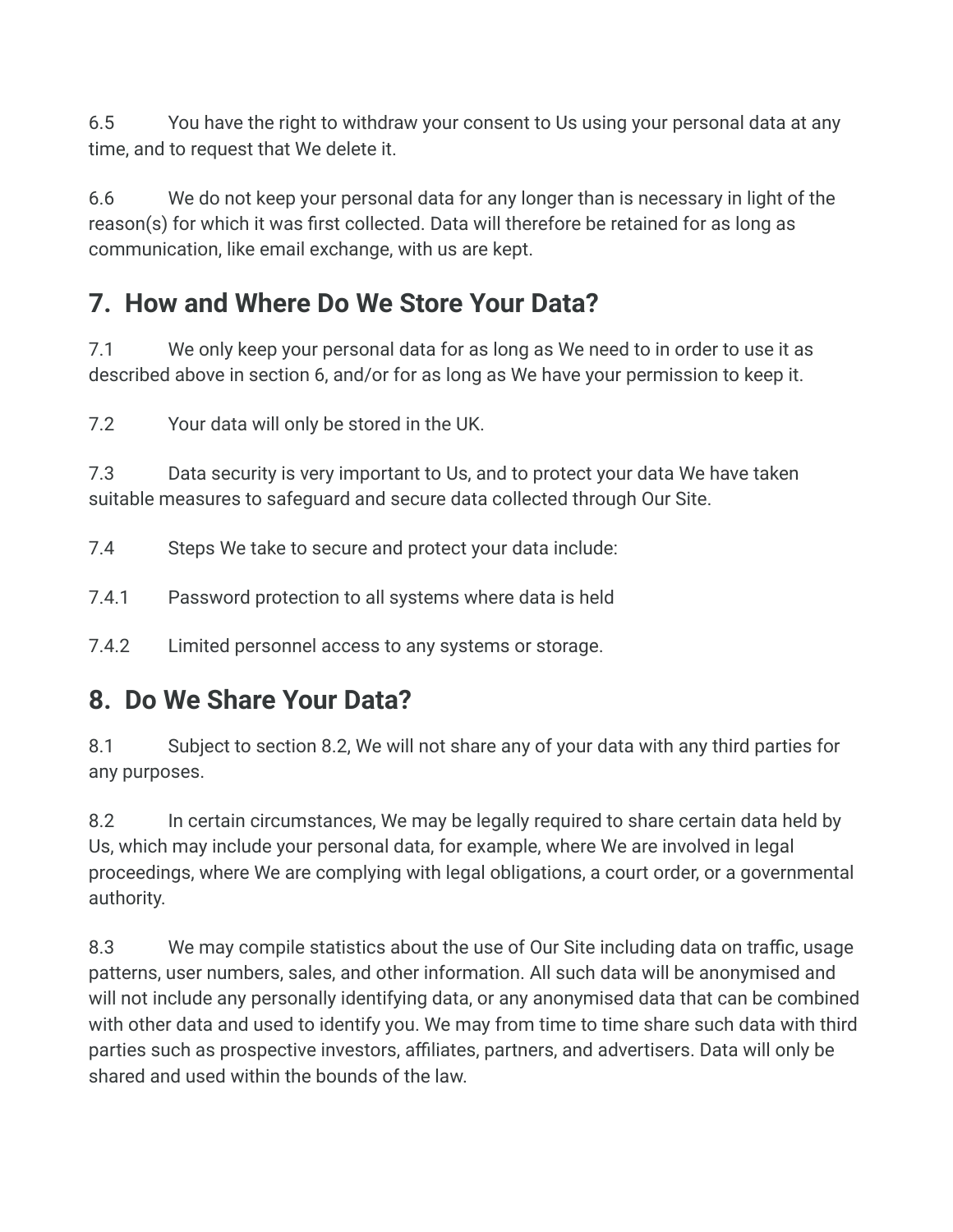6.5 You have the right to withdraw your consent to Us using your personal data at any time, and to request that We delete it.

6.6 We do not keep your personal data for any longer than is necessary in light of the reason(s) for which it was first collected. Data will therefore be retained for as long as communication, like email exchange, with us are kept.

## 7. How and Where Do We Store Your Data?

7.1 We only keep your personal data for as long as We need to in order to use it as described above in section 6, and/or for as long as We have your permission to keep it.

7.2 Your data will only be stored in the UK.

7.3 Data security is very important to Us, and to protect your data We have taken suitable measures to safeguard and secure data collected through Our Site.

7.4 Steps We take to secure and protect your data include:

7.4.1 Password protection to all systems where data is held

7.4.2 Limited personnel access to any systems or storage.

## 8. Do We Share Your Data?

8.1 Subject to section 8.2, We will not share any of your data with any third parties for any purposes.

8.2 In certain circumstances, We may be legally required to share certain data held by Us, which may include your personal data, for example, where We are involved in legal proceedings, where We are complying with legal obligations, a court order, or a governmental authority.

8.3 We may compile statistics about the use of Our Site including data on traffic, usage patterns, user numbers, sales, and other information. All such data will be anonymised and will not include any personally identifying data, or any anonymised data that can be combined with other data and used to identify you. We may from time to time share such data with third parties such as prospective investors, affiliates, partners, and advertisers. Data will only be shared and used within the bounds of the law.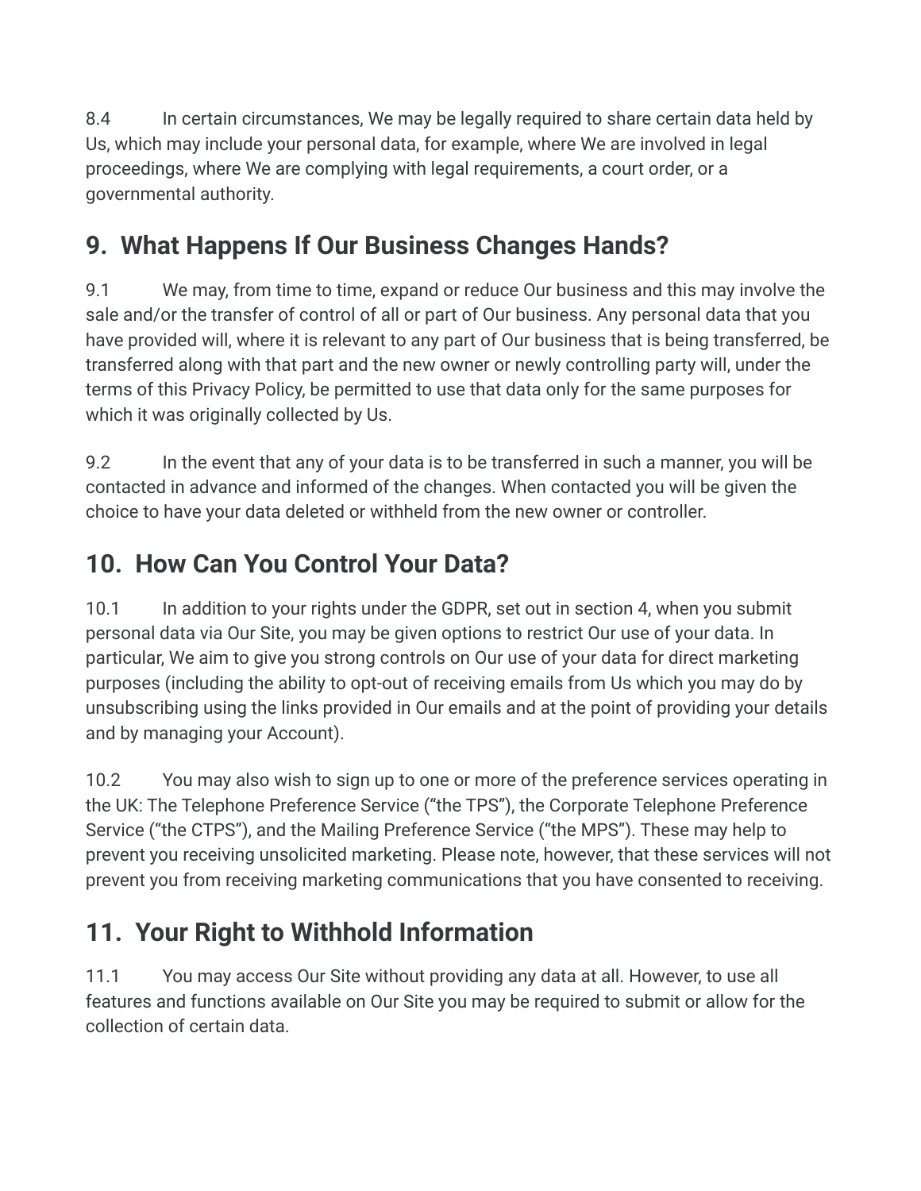8.4 In certain circumstances, We may be legally required to share certain data held by Us, which may include your personal data, for example, where We are involved in legal proceedings, where We are complying with legal requirements, a court order, or a governmental authority.

## 9. What Happens If Our Business Changes Hands?

9.1 We may, from time to time, expand or reduce Our business and this may involve the sale and/or the transfer of control of all or part of Our business. Any personal data that you have provided will, where it is relevant to any part of Our business that is being transferred, be transferred along with that part and the new owner or newly controlling party will, under the terms of this Privacy Policy, be permitted to use that data only for the same purposes for which it was originally collected by Us.

9.2 In the event that any of your data is to be transferred in such a manner, you will be contacted in advance and informed of the changes. When contacted you will be given the choice to have your data deleted or withheld from the new owner or controller.

## 10. How Can You Control Your Data?

10.1 In addition to your rights under the GDPR, set out in section 4, when you submit personal data via Our Site, you may be given options to restrict Our use of your data. In particular, We aim to give you strong controls on Our use of your data for direct marketing purposes (including the ability to opt-out of receiving emails from Us which you may do by unsubscribing using the links provided in Our emails and at the point of providing your details and by managing your Account).

10.2 You may also wish to sign up to one or more of the preference services operating in the UK: The Telephone Preference Service ("the TPS"), the Corporate Telephone Preference Service ("the CTPS"), and the Mailing Preference Service ("the MPS"). These may help to prevent you receiving unsolicited marketing. Please note, however, that these services will not prevent you from receiving marketing communications that you have consented to receiving.

## 11. Your Right to Withhold Information

11.1 You may access Our Site without providing any data at all. However, to use all features and functions available on Our Site you may be required to submit or allow for the collection of certain data.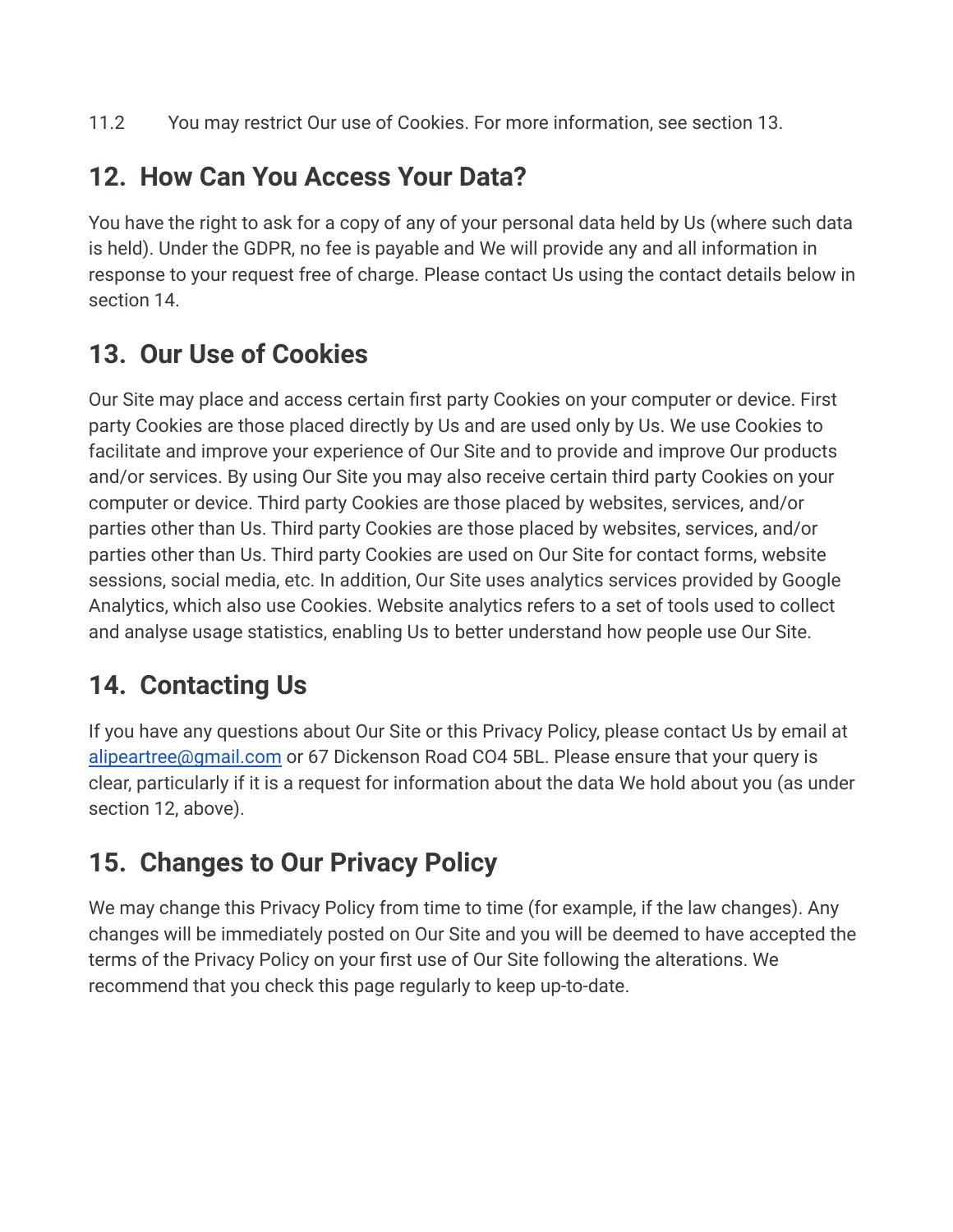11.2 You may restrict Our use of Cookies. For more information, see section 13.

## 12. How Can You Access Your Data?

You have the right to ask for a copy of any of your personal data held by Us (where such data is held). Under the GDPR, no fee is payable and We will provide any and all information in response to your request free of charge. Please contact Us using the contact details below in section 14.

## 13. Our Use of Cookies

Our Site may place and access certain first party Cookies on your computer or device. First party Cookies are those placed directly by Us and are used only by Us. We use Cookies to facilitate and improve your experience of Our Site and to provide and improve Our products and/or services. By using Our Site you may also receive certain third party Cookies on your computer or device. Third party Cookies are those placed by websites, services, and/or parties other than Us. Third party Cookies are those placed by websites, services, and/or parties other than Us. Third party Cookies are used on Our Site for contact forms, website sessions, social media, etc. In addition, Our Site uses analytics services provided by Google Analytics, which also use Cookies. Website analytics refers to a set of tools used to collect and analyse usage statistics, enabling Us to better understand how people use Our Site.

## 14. Contacting Us

If you have any questions about Our Site or this Privacy Policy, please contact Us by email at alipeartree@gmail.com or 67 Dickenson Road CO4 5BL. Please ensure that your query is clear, particularly if it is a request for information about the data We hold about you (as under section 12, above).

## 15. Changes to Our Privacy Policy

We may change this Privacy Policy from time to time (for example, if the law changes). Any changes will be immediately posted on Our Site and you will be deemed to have accepted the terms of the Privacy Policy on your first use of Our Site following the alterations. We recommend that you check this page regularly to keep up-to-date.